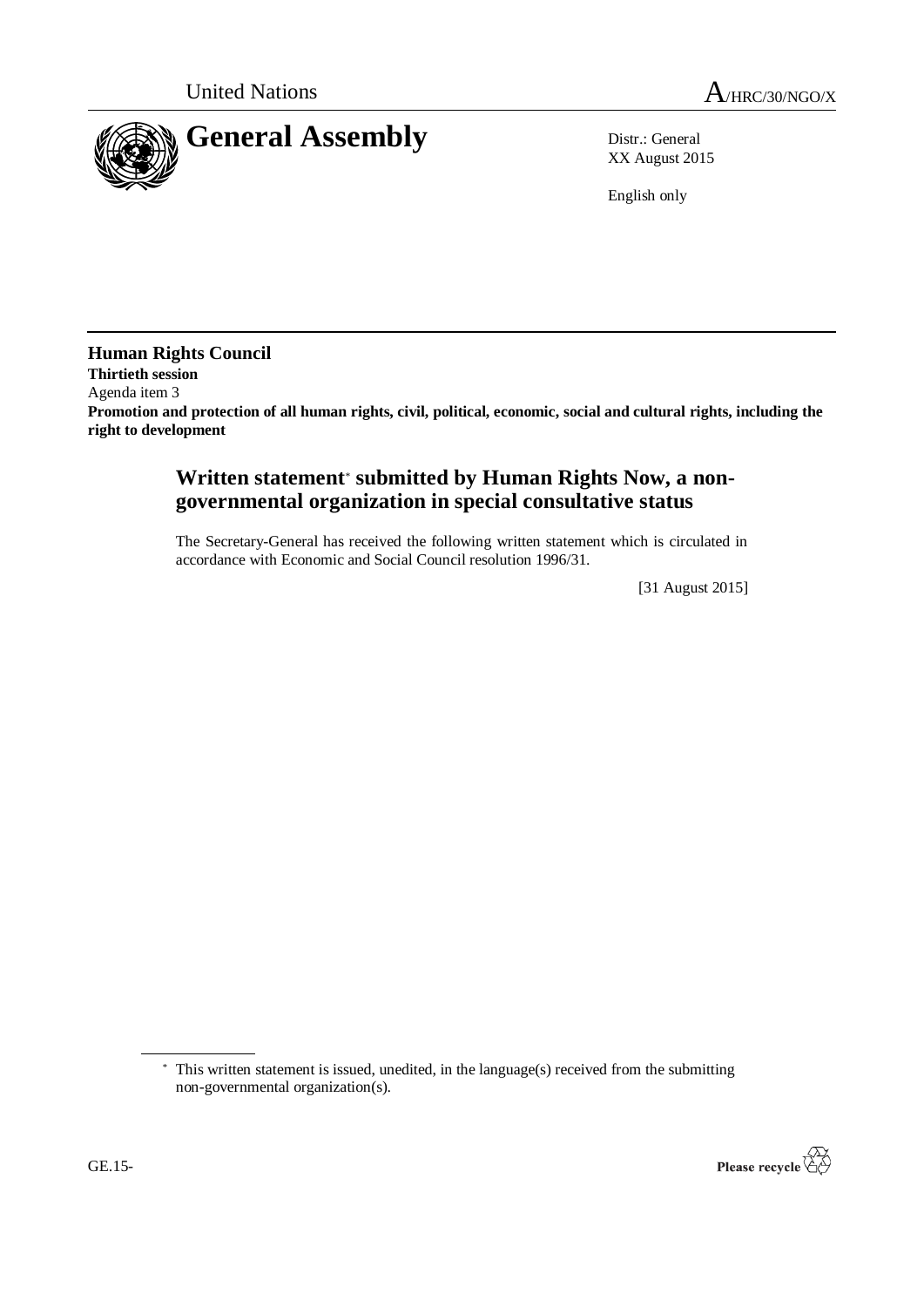United Nations

A/HRC/30/NGO/X

# General Assembly

Distr.: General
XX August 2015

English only

## Human Rights Council

**Thirtieth session**

Agenda item 3

**Promotion and protection of all human rights, civil, political, economic, social and cultural rights, including the right to development**

## Written statement* submitted by Human Rights Now, a non-governmental organization in special consultative status

The Secretary-General has received the following written statement which is circulated in accordance with Economic and Social Council resolution 1996/31.

[31 August 2015]

\* This written statement is issued, unedited, in the language(s) received from the submitting non-governmental organization(s).

GE.15-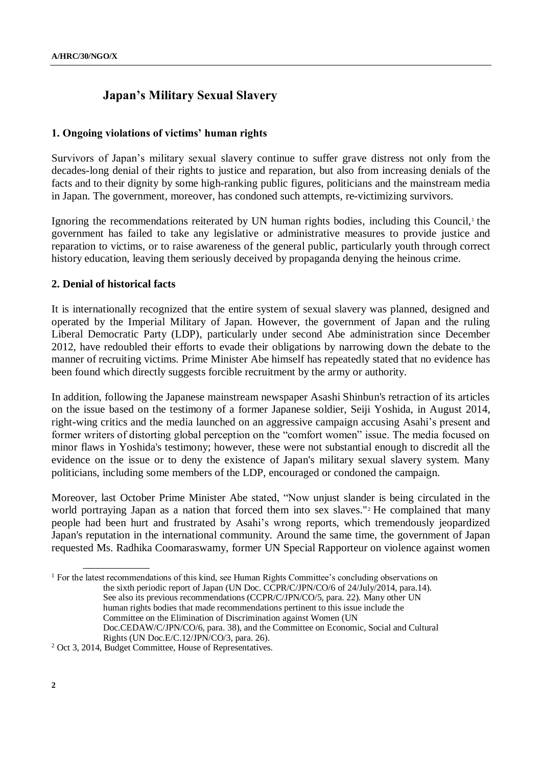# Japan's Military Sexual Slavery

## 1. Ongoing violations of victims' human rights

Survivors of Japan's military sexual slavery continue to suffer grave distress not only from the decades-long denial of their rights to justice and reparation, but also from increasing denials of the facts and to their dignity by some high-ranking public figures, politicians and the mainstream media in Japan. The government, moreover, has condoned such attempts, re-victimizing survivors.

Ignoring the recommendations reiterated by UN human rights bodies, including this Council,[1] the government has failed to take any legislative or administrative measures to provide justice and reparation to victims, or to raise awareness of the general public, particularly youth through correct history education, leaving them seriously deceived by propaganda denying the heinous crime.

## 2. Denial of historical facts

It is internationally recognized that the entire system of sexual slavery was planned, designed and operated by the Imperial Military of Japan. However, the government of Japan and the ruling Liberal Democratic Party (LDP), particularly under second Abe administration since December 2012, have redoubled their efforts to evade their obligations by narrowing down the debate to the manner of recruiting victims. Prime Minister Abe himself has repeatedly stated that no evidence has been found which directly suggests forcible recruitment by the army or authority.

In addition, following the Japanese mainstream newspaper Asashi Shinbun's retraction of its articles on the issue based on the testimony of a former Japanese soldier, Seiji Yoshida, in August 2014, right-wing critics and the media launched on an aggressive campaign accusing Asahi's present and former writers of distorting global perception on the "comfort women" issue. The media focused on minor flaws in Yoshida's testimony; however, these were not substantial enough to discredit all the evidence on the issue or to deny the existence of Japan's military sexual slavery system. Many politicians, including some members of the LDP, encouraged or condoned the campaign.

Moreover, last October Prime Minister Abe stated, "Now unjust slander is being circulated in the world portraying Japan as a nation that forced them into sex slaves."[2] He complained that many people had been hurt and frustrated by Asahi's wrong reports, which tremendously jeopardized Japan's reputation in the international community. Around the same time, the government of Japan requested Ms. Radhika Coomaraswamy, former UN Special Rapporteur on violence against women

---

[1] For the latest recommendations of this kind, see Human Rights Committee's concluding observations on the sixth periodic report of Japan (UN Doc. CCPR/C/JPN/CO/6 of 24/July/2014, para.14). See also its previous recommendations (CCPR/C/JPN/CO/5, para. 22). Many other UN human rights bodies that made recommendations pertinent to this issue include the Committee on the Elimination of Discrimination against Women (UN Doc.CEDAW/C/JPN/CO/6, para. 38), and the Committee on Economic, Social and Cultural Rights (UN Doc.E/C.12/JPN/CO/3, para. 26).

[2] Oct 3, 2014, Budget Committee, House of Representatives.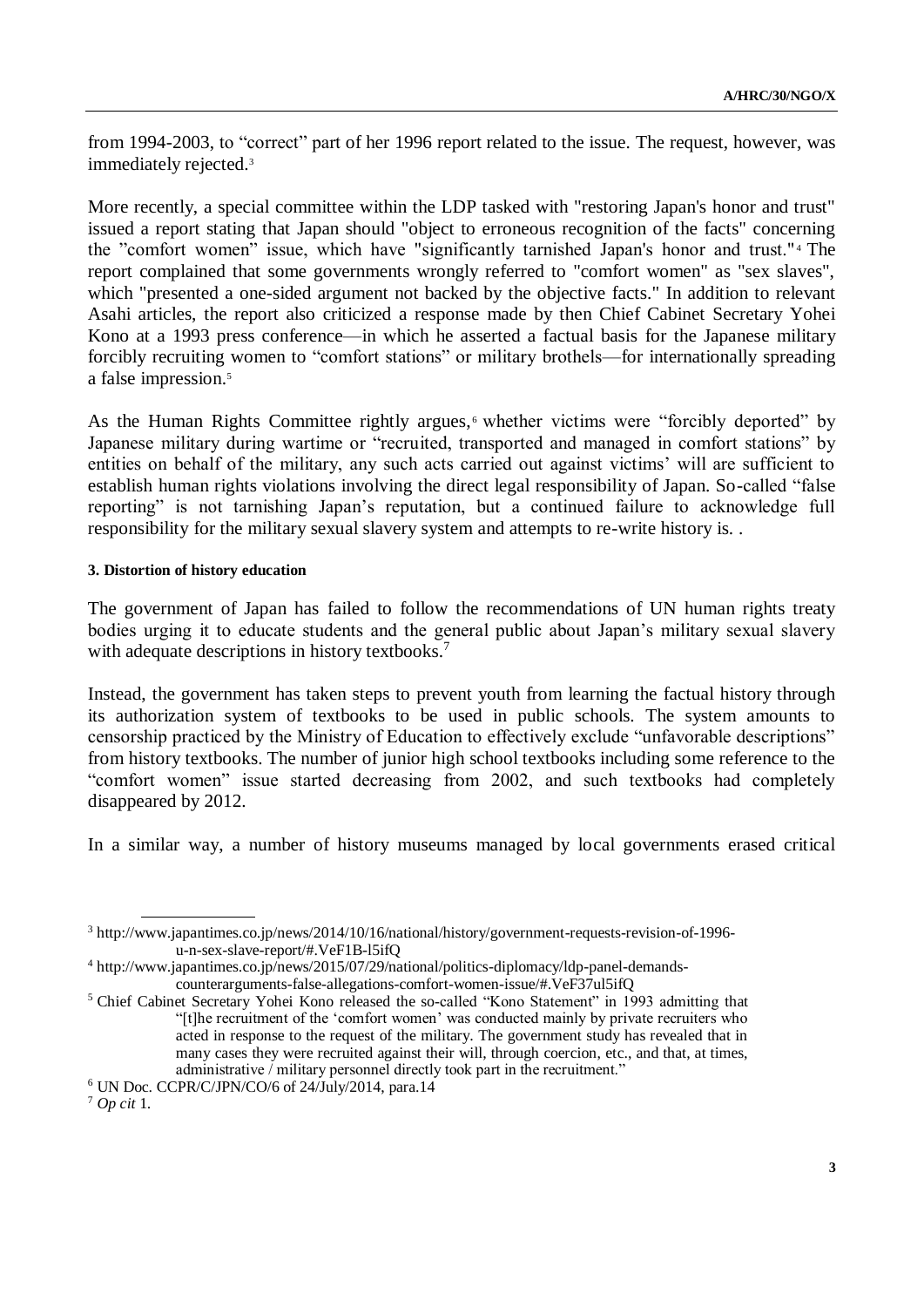from 1994-2003, to "correct" part of her 1996 report related to the issue. The request, however, was immediately rejected.[3]

More recently, a special committee within the LDP tasked with "restoring Japan's honor and trust" issued a report stating that Japan should "object to erroneous recognition of the facts" concerning the "comfort women" issue, which have "significantly tarnished Japan's honor and trust."[4] The report complained that some governments wrongly referred to "comfort women" as "sex slaves", which "presented a one-sided argument not backed by the objective facts." In addition to relevant Asahi articles, the report also criticized a response made by then Chief Cabinet Secretary Yohei Kono at a 1993 press conference—in which he asserted a factual basis for the Japanese military forcibly recruiting women to "comfort stations" or military brothels—for internationally spreading a false impression.[5]

As the Human Rights Committee rightly argues,[6] whether victims were "forcibly deported" by Japanese military during wartime or "recruited, transported and managed in comfort stations" by entities on behalf of the military, any such acts carried out against victims' will are sufficient to establish human rights violations involving the direct legal responsibility of Japan. So-called "false reporting" is not tarnishing Japan's reputation, but a continued failure to acknowledge full responsibility for the military sexual slavery system and attempts to re-write history is. .

#### 3. Distortion of history education

The government of Japan has failed to follow the recommendations of UN human rights treaty bodies urging it to educate students and the general public about Japan's military sexual slavery with adequate descriptions in history textbooks.[7]

Instead, the government has taken steps to prevent youth from learning the factual history through its authorization system of textbooks to be used in public schools. The system amounts to censorship practiced by the Ministry of Education to effectively exclude "unfavorable descriptions" from history textbooks. The number of junior high school textbooks including some reference to the "comfort women" issue started decreasing from 2002, and such textbooks had completely disappeared by 2012.

In a similar way, a number of history museums managed by local governments erased critical

---

[3] http://www.japantimes.co.jp/news/2014/10/16/national/history/government-requests-revision-of-1996-u-n-sex-slave-report/#.VeF1B-l5ifQ

[4] http://www.japantimes.co.jp/news/2015/07/29/national/politics-diplomacy/ldp-panel-demands-counterarguments-false-allegations-comfort-women-issue/#.VeF37ul5ifQ

[5] Chief Cabinet Secretary Yohei Kono released the so-called "Kono Statement" in 1993 admitting that "[t]he recruitment of the 'comfort women' was conducted mainly by private recruiters who acted in response to the request of the military. The government study has revealed that in many cases they were recruited against their will, through coercion, etc., and that, at times, administrative / military personnel directly took part in the recruitment."

[6] UN Doc. CCPR/C/JPN/CO/6 of 24/July/2014, para.14

[7] *Op cit* 1.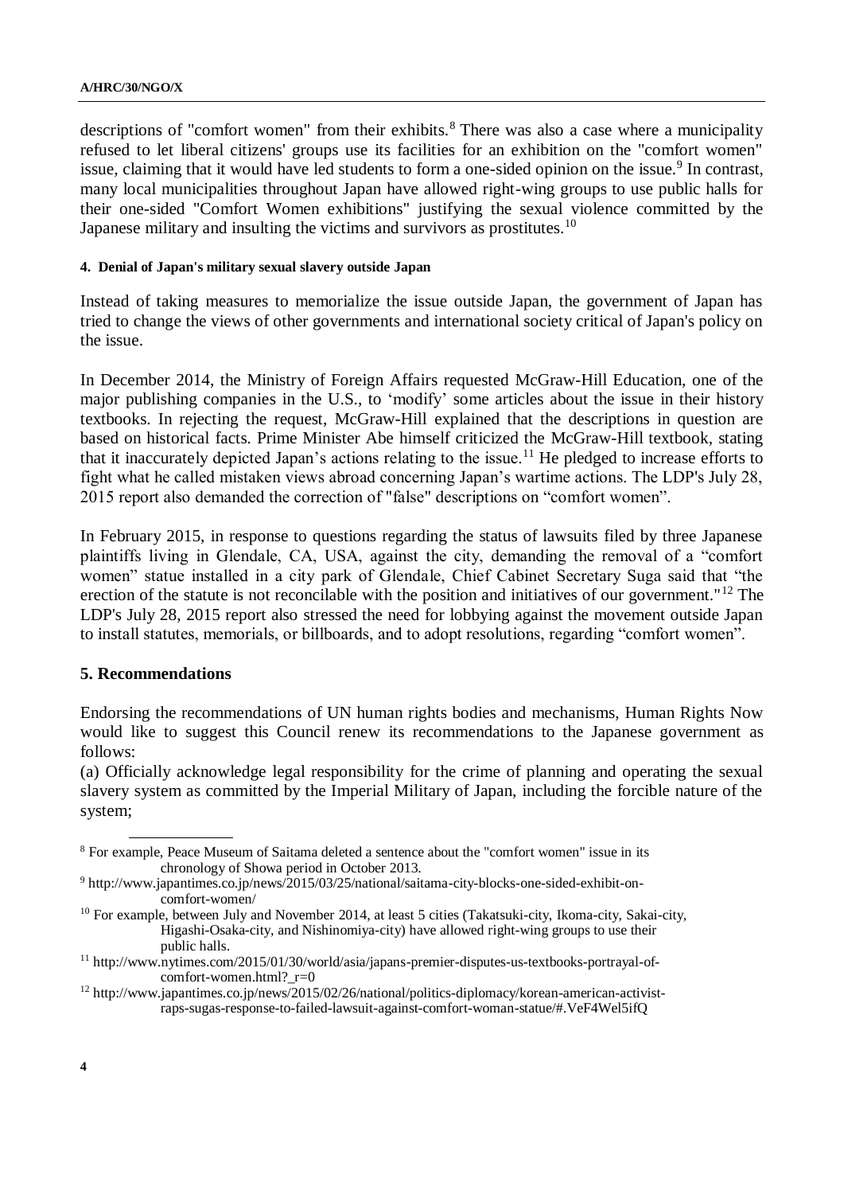descriptions of "comfort women" from their exhibits.[8] There was also a case where a municipality refused to let liberal citizens' groups use its facilities for an exhibition on the "comfort women" issue, claiming that it would have led students to form a one-sided opinion on the issue.[9] In contrast, many local municipalities throughout Japan have allowed right-wing groups to use public halls for their one-sided "Comfort Women exhibitions" justifying the sexual violence committed by the Japanese military and insulting the victims and survivors as prostitutes.[10]

#### 4. Denial of Japan's military sexual slavery outside Japan

Instead of taking measures to memorialize the issue outside Japan, the government of Japan has tried to change the views of other governments and international society critical of Japan's policy on the issue.

In December 2014, the Ministry of Foreign Affairs requested McGraw-Hill Education, one of the major publishing companies in the U.S., to 'modify' some articles about the issue in their history textbooks. In rejecting the request, McGraw-Hill explained that the descriptions in question are based on historical facts. Prime Minister Abe himself criticized the McGraw-Hill textbook, stating that it inaccurately depicted Japan's actions relating to the issue.[11] He pledged to increase efforts to fight what he called mistaken views abroad concerning Japan's wartime actions. The LDP's July 28, 2015 report also demanded the correction of "false" descriptions on "comfort women".

In February 2015, in response to questions regarding the status of lawsuits filed by three Japanese plaintiffs living in Glendale, CA, USA, against the city, demanding the removal of a "comfort women" statue installed in a city park of Glendale, Chief Cabinet Secretary Suga said that "the erection of the statute is not reconcilable with the position and initiatives of our government."[12] The LDP's July 28, 2015 report also stressed the need for lobbying against the movement outside Japan to install statutes, memorials, or billboards, and to adopt resolutions, regarding "comfort women".

### 5. Recommendations

Endorsing the recommendations of UN human rights bodies and mechanisms, Human Rights Now would like to suggest this Council renew its recommendations to the Japanese government as follows:

(a) Officially acknowledge legal responsibility for the crime of planning and operating the sexual slavery system as committed by the Imperial Military of Japan, including the forcible nature of the system;

---

[8] For example, Peace Museum of Saitama deleted a sentence about the "comfort women" issue in its chronology of Showa period in October 2013.

[9] http://www.japantimes.co.jp/news/2015/03/25/national/saitama-city-blocks-one-sided-exhibit-on-comfort-women/

[10] For example, between July and November 2014, at least 5 cities (Takatsuki-city, Ikoma-city, Sakai-city, Higashi-Osaka-city, and Nishinomiya-city) have allowed right-wing groups to use their public halls.

[11] http://www.nytimes.com/2015/01/30/world/asia/japans-premier-disputes-us-textbooks-portrayal-of-comfort-women.html?_r=0

[12] http://www.japantimes.co.jp/news/2015/02/26/national/politics-diplomacy/korean-american-activist-raps-sugas-response-to-failed-lawsuit-against-comfort-woman-statue/#.VeF4Wel5ifQ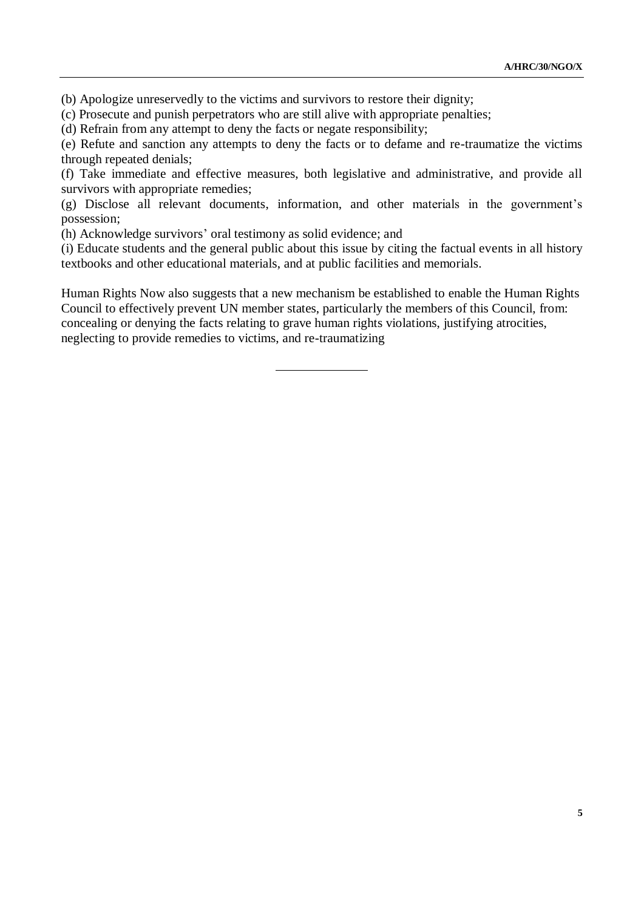(b) Apologize unreservedly to the victims and survivors to restore their dignity;
(c) Prosecute and punish perpetrators who are still alive with appropriate penalties;
(d) Refrain from any attempt to deny the facts or negate responsibility;
(e) Refute and sanction any attempts to deny the facts or to defame and re-traumatize the victims through repeated denials;
(f) Take immediate and effective measures, both legislative and administrative, and provide all survivors with appropriate remedies;
(g) Disclose all relevant documents, information, and other materials in the government's possession;
(h) Acknowledge survivors' oral testimony as solid evidence; and
(i) Educate students and the general public about this issue by citing the factual events in all history textbooks and other educational materials, and at public facilities and memorials.

Human Rights Now also suggests that a new mechanism be established to enable the Human Rights Council to effectively prevent UN member states, particularly the members of this Council, from: concealing or denying the facts relating to grave human rights violations, justifying atrocities, neglecting to provide remedies to victims, and re-traumatizing